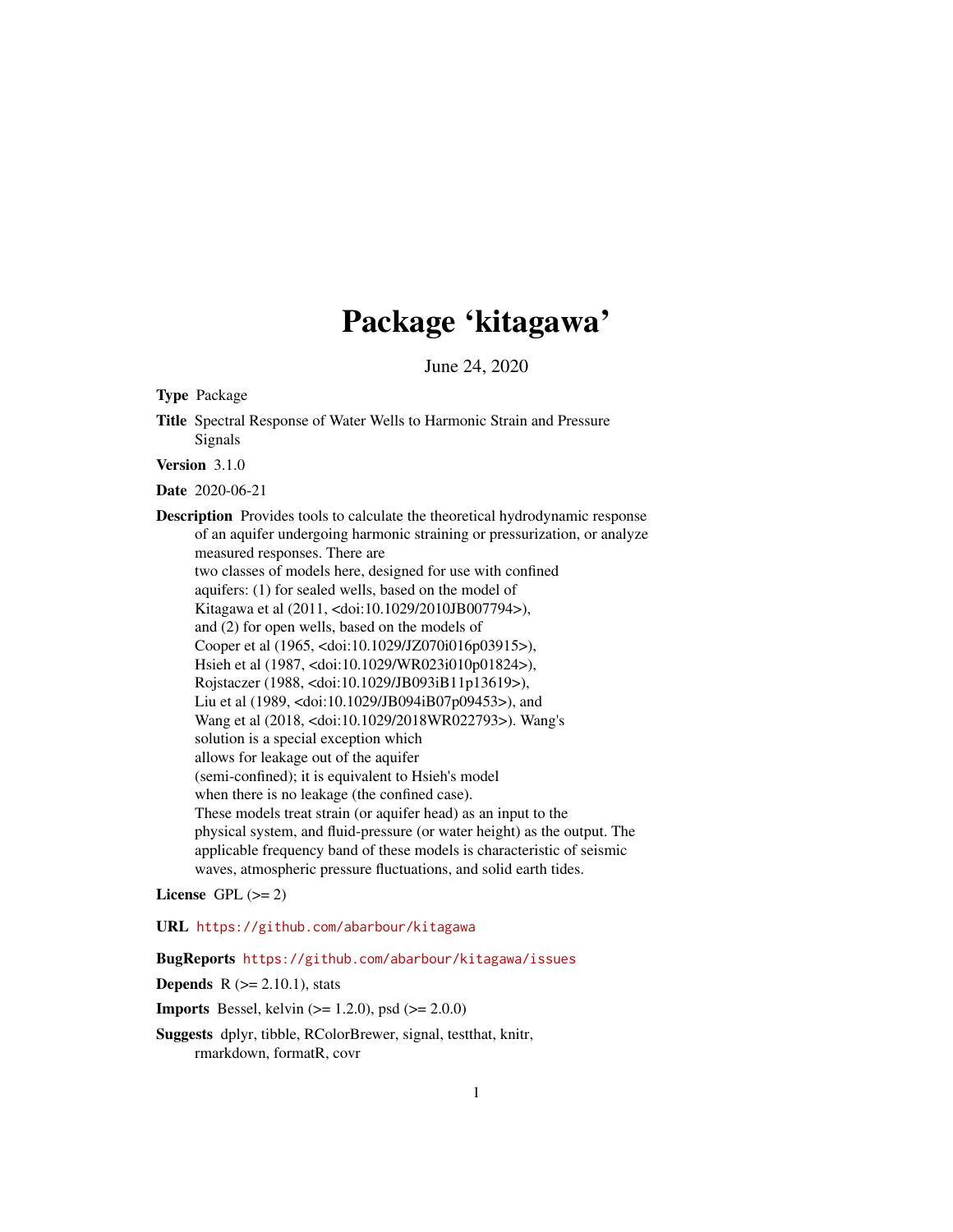# Package 'kitagawa'

June 24, 2020

**Type** Package

**Title** Spectral Response of Water Wells to Harmonic Strain and Pressure Signals

**Version** 3.1.0

**Date** 2020-06-21

**Description** Provides tools to calculate the theoretical hydrodynamic response of an aquifer undergoing harmonic straining or pressurization, or analyze measured responses. There are two classes of models here, designed for use with confined aquifers: (1) for sealed wells, based on the model of Kitagawa et al (2011, <doi:10.1029/2010JB007794>), and (2) for open wells, based on the models of Cooper et al (1965, <doi:10.1029/JZ070i016p03915>), Hsieh et al (1987, <doi:10.1029/WR023i010p01824>), Rojstaczer (1988, <doi:10.1029/JB093iB11p13619>), Liu et al (1989, <doi:10.1029/JB094iB07p09453>), and Wang et al (2018, <doi:10.1029/2018WR022793>). Wang's solution is a special exception which allows for leakage out of the aquifer (semi-confined); it is equivalent to Hsieh's model when there is no leakage (the confined case). These models treat strain (or aquifer head) as an input to the physical system, and fluid-pressure (or water height) as the output. The applicable frequency band of these models is characteristic of seismic waves, atmospheric pressure fluctuations, and solid earth tides.

**License** GPL (>= 2)

**URL** https://github.com/abarbour/kitagawa

**BugReports** https://github.com/abarbour/kitagawa/issues

**Depends** R (>= 2.10.1), stats

**Imports** Bessel, kelvin (>= 1.2.0), psd (>= 2.0.0)

**Suggests** dplyr, tibble, RColorBrewer, signal, testthat, knitr, rmarkdown, formatR, covr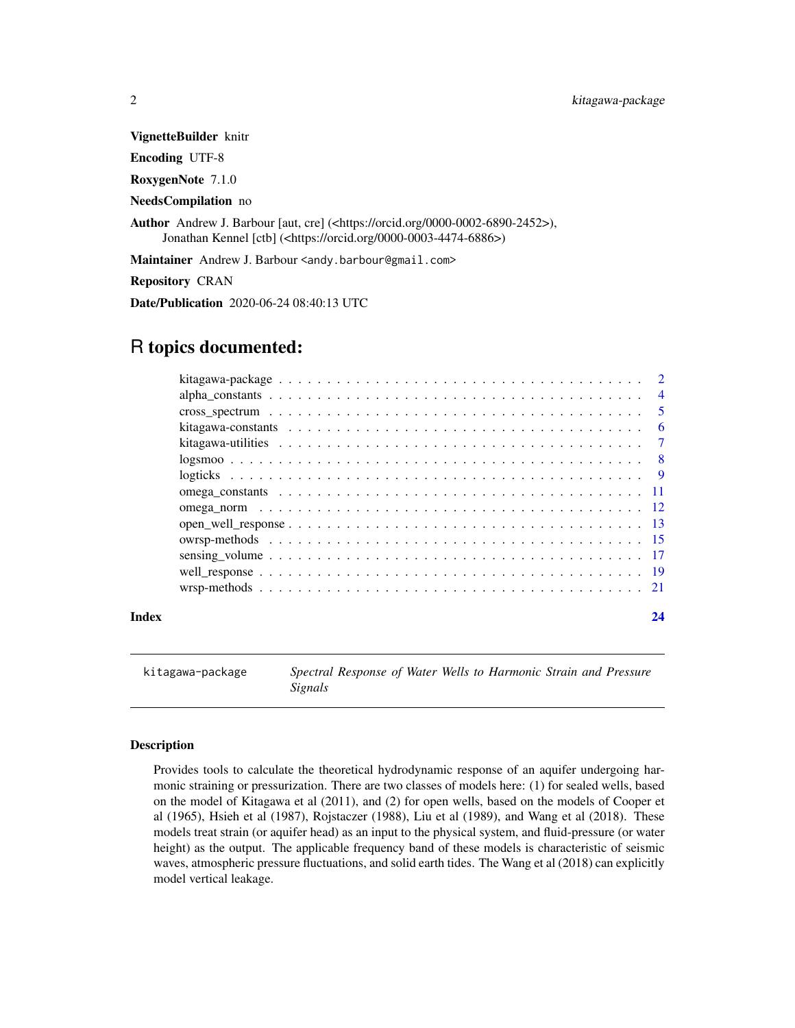**VignetteBuilder** knitr

**Encoding** UTF-8

**RoxygenNote** 7.1.0

**NeedsCompilation** no

**Author** Andrew J. Barbour [aut, cre] (<https://orcid.org/0000-0002-6890-2452>), Jonathan Kennel [ctb] (<https://orcid.org/0000-0003-4474-6886>)

**Maintainer** Andrew J. Barbour <andy.barbour@gmail.com>

**Repository** CRAN

**Date/Publication** 2020-06-24 08:40:13 UTC

# R topics documented:

| | |
|---|---|
| kitagawa-package | 2 |
| alpha_constants | 4 |
| cross_spectrum | 5 |
| kitagawa-constants | 6 |
| kitagawa-utilities | 7 |
| logsmoo | 8 |
| logticks | 9 |
| omega_constants | 11 |
| omega_norm | 12 |
| open_well_response | 13 |
| owrsp-methods | 15 |
| sensing_volume | 17 |
| well_response | 19 |
| wrsp-methods | 21 |
| **Index** | **24** |

---

kitagawa-package — *Spectral Response of Water Wells to Harmonic Strain and Pressure Signals*

---

### Description

Provides tools to calculate the theoretical hydrodynamic response of an aquifer undergoing harmonic straining or pressurization. There are two classes of models here: (1) for sealed wells, based on the model of Kitagawa et al (2011), and (2) for open wells, based on the models of Cooper et al (1965), Hsieh et al (1987), Rojstaczer (1988), Liu et al (1989), and Wang et al (2018). These models treat strain (or aquifer head) as an input to the physical system, and fluid-pressure (or water height) as the output. The applicable frequency band of these models is characteristic of seismic waves, atmospheric pressure fluctuations, and solid earth tides. The Wang et al (2018) can explicitly model vertical leakage.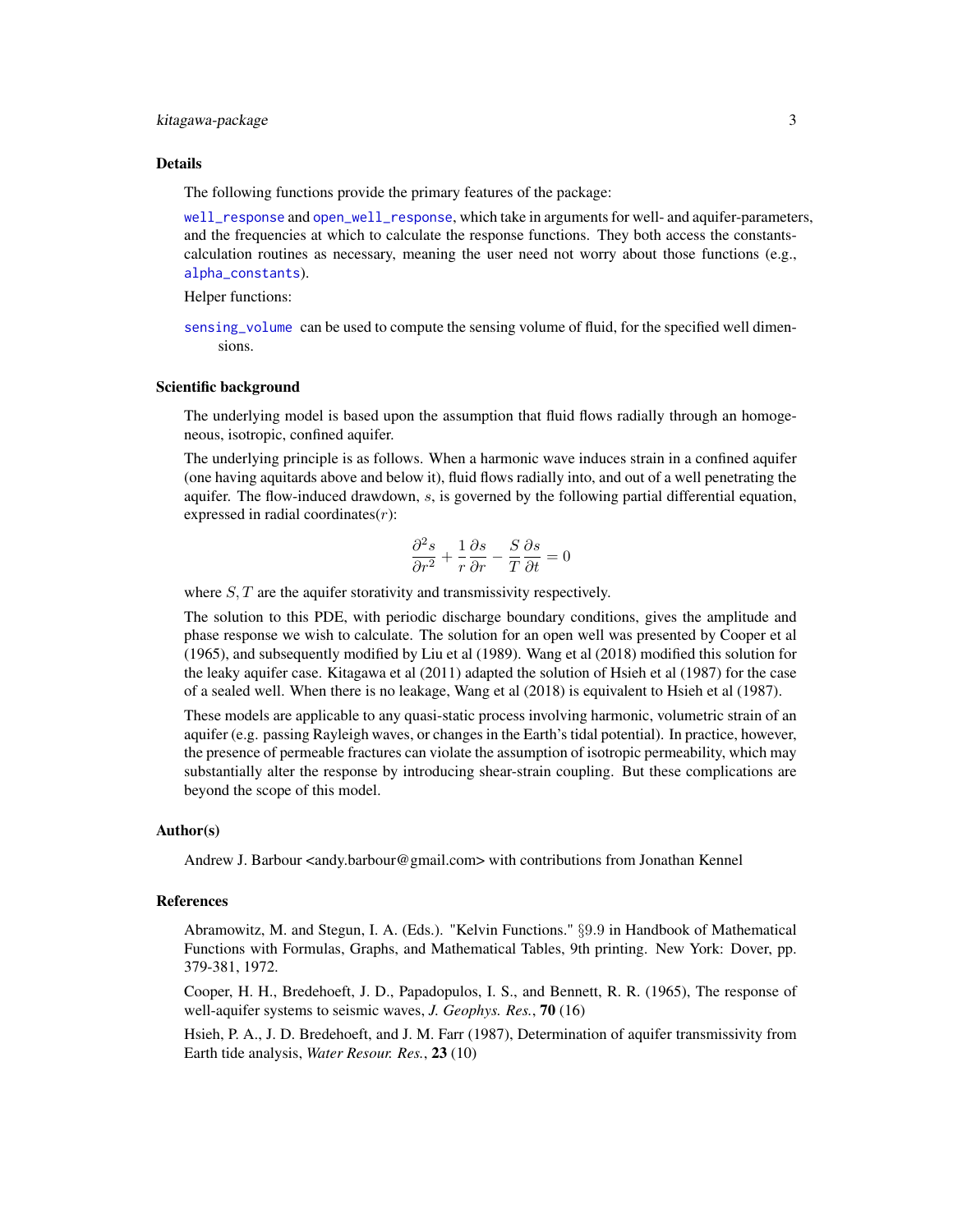## Details

The following functions provide the primary features of the package:

well_response and open_well_response, which take in arguments for well- and aquifer-parameters, and the frequencies at which to calculate the response functions. They both access the constants-calculation routines as necessary, meaning the user need not worry about those functions (e.g., alpha_constants).

Helper functions:

sensing_volume can be used to compute the sensing volume of fluid, for the specified well dimensions.

## Scientific background

The underlying model is based upon the assumption that fluid flows radially through an homogeneous, isotropic, confined aquifer.

The underlying principle is as follows. When a harmonic wave induces strain in a confined aquifer (one having aquitards above and below it), fluid flows radially into, and out of a well penetrating the aquifer. The flow-induced drawdown, $s$, is governed by the following partial differential equation, expressed in radial coordinates($r$):

$$\frac{\partial^2 s}{\partial r^2} + \frac{1}{r}\frac{\partial s}{\partial r} - \frac{S}{T}\frac{\partial s}{\partial t} = 0$$

where $S, T$ are the aquifer storativity and transmissivity respectively.

The solution to this PDE, with periodic discharge boundary conditions, gives the amplitude and phase response we wish to calculate. The solution for an open well was presented by Cooper et al (1965), and subsequently modified by Liu et al (1989). Wang et al (2018) modified this solution for the leaky aquifer case. Kitagawa et al (2011) adapted the solution of Hsieh et al (1987) for the case of a sealed well. When there is no leakage, Wang et al (2018) is equivalent to Hsieh et al (1987).

These models are applicable to any quasi-static process involving harmonic, volumetric strain of an aquifer (e.g. passing Rayleigh waves, or changes in the Earth's tidal potential). In practice, however, the presence of permeable fractures can violate the assumption of isotropic permeability, which may substantially alter the response by introducing shear-strain coupling. But these complications are beyond the scope of this model.

## Author(s)

Andrew J. Barbour <andy.barbour@gmail.com> with contributions from Jonathan Kennel

## References

Abramowitz, M. and Stegun, I. A. (Eds.). "Kelvin Functions." §9.9 in Handbook of Mathematical Functions with Formulas, Graphs, and Mathematical Tables, 9th printing. New York: Dover, pp. 379-381, 1972.

Cooper, H. H., Bredehoeft, J. D., Papadopulos, I. S., and Bennett, R. R. (1965), The response of well-aquifer systems to seismic waves, *J. Geophys. Res.*, **70** (16)

Hsieh, P. A., J. D. Bredehoeft, and J. M. Farr (1987), Determination of aquifer transmissivity from Earth tide analysis, *Water Resour. Res.*, **23** (10)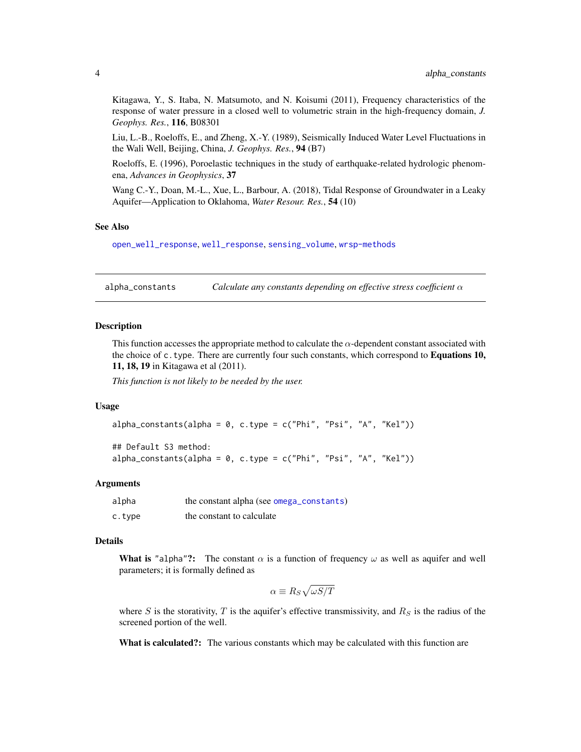Kitagawa, Y., S. Itaba, N. Matsumoto, and N. Koisumi (2011), Frequency characteristics of the response of water pressure in a closed well to volumetric strain in the high-frequency domain, *J. Geophys. Res.*, **116**, B08301

Liu, L.-B., Roeloffs, E., and Zheng, X.-Y. (1989), Seismically Induced Water Level Fluctuations in the Wali Well, Beijing, China, *J. Geophys. Res.*, **94** (B7)

Roeloffs, E. (1996), Poroelastic techniques in the study of earthquake-related hydrologic phenomena, *Advances in Geophysics*, **37**

Wang C.-Y., Doan, M.-L., Xue, L., Barbour, A. (2018), Tidal Response of Groundwater in a Leaky Aquifer—Application to Oklahoma, *Water Resour. Res.*, **54** (10)

### See Also

open_well_response, well_response, sensing_volume, wrsp-methods

---

## alpha_constants — *Calculate any constants depending on effective stress coefficient $\alpha$*

### Description

This function accesses the appropriate method to calculate the $\alpha$-dependent constant associated with the choice of c.type. There are currently four such constants, which correspond to **Equations 10, 11, 18, 19** in Kitagawa et al (2011).

*This function is not likely to be needed by the user.*

### Usage

```
alpha_constants(alpha = 0, c.type = c("Phi", "Psi", "A", "Kel"))

## Default S3 method:
alpha_constants(alpha = 0, c.type = c("Phi", "Psi", "A", "Kel"))
```

### Arguments

| | |
|---|---|
| alpha | the constant alpha (see omega_constants) |
| c.type | the constant to calculate |

### Details

**What is "alpha"?:** The constant $\alpha$ is a function of frequency $\omega$ as well as aquifer and well parameters; it is formally defined as

$$\alpha \equiv R_S \sqrt{\omega S/T}$$

where $S$ is the storativity, $T$ is the aquifer's effective transmissivity, and $R_S$ is the radius of the screened portion of the well.

**What is calculated?:** The various constants which may be calculated with this function are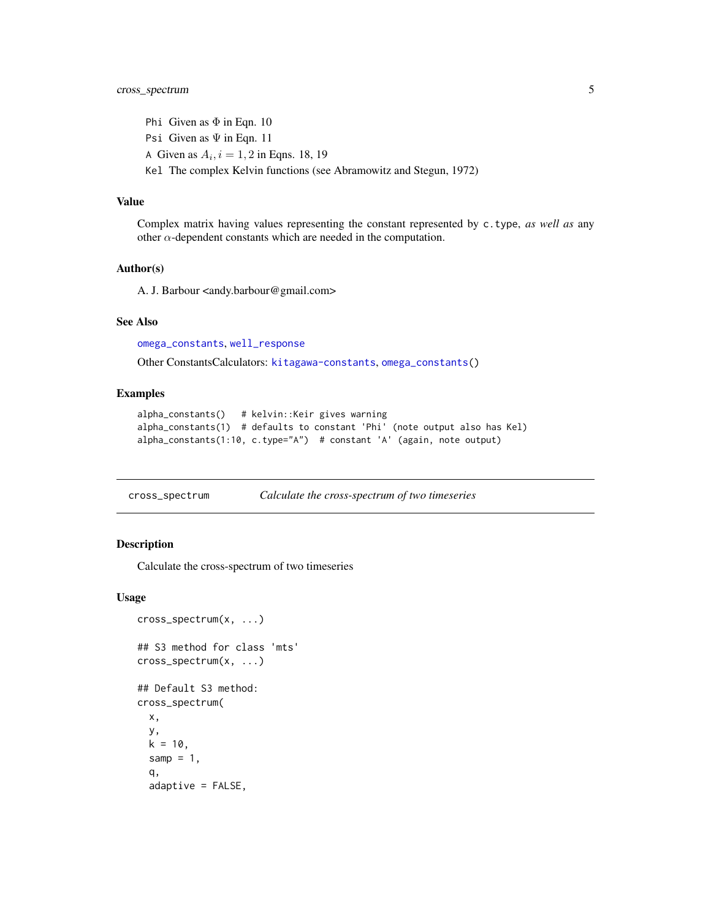`Phi` Given as $\Phi$ in Eqn. 10

`Psi` Given as $\Psi$ in Eqn. 11

`A` Given as $A_i, i = 1, 2$ in Eqns. 18, 19

`Kel` The complex Kelvin functions (see Abramowitz and Stegun, 1972)

### Value

Complex matrix having values representing the constant represented by `c.type`, *as well as* any other $\alpha$-dependent constants which are needed in the computation.

### Author(s)

A. J. Barbour <andy.barbour@gmail.com>

### See Also

`omega_constants`, `well_response`

Other ConstantsCalculators: `kitagawa-constants`, `omega_constants()`

### Examples

```
alpha_constants()   # kelvin::Keir gives warning
alpha_constants(1)  # defaults to constant 'Phi' (note output also has Kel)
alpha_constants(1:10, c.type="A")  # constant 'A' (again, note output)
```

---

## cross_spectrum — *Calculate the cross-spectrum of two timeseries*

### Description

Calculate the cross-spectrum of two timeseries

### Usage

```
cross_spectrum(x, ...)

## S3 method for class 'mts'
cross_spectrum(x, ...)

## Default S3 method:
cross_spectrum(
  x,
  y,
  k = 10,
  samp = 1,
  q,
  adaptive = FALSE,
```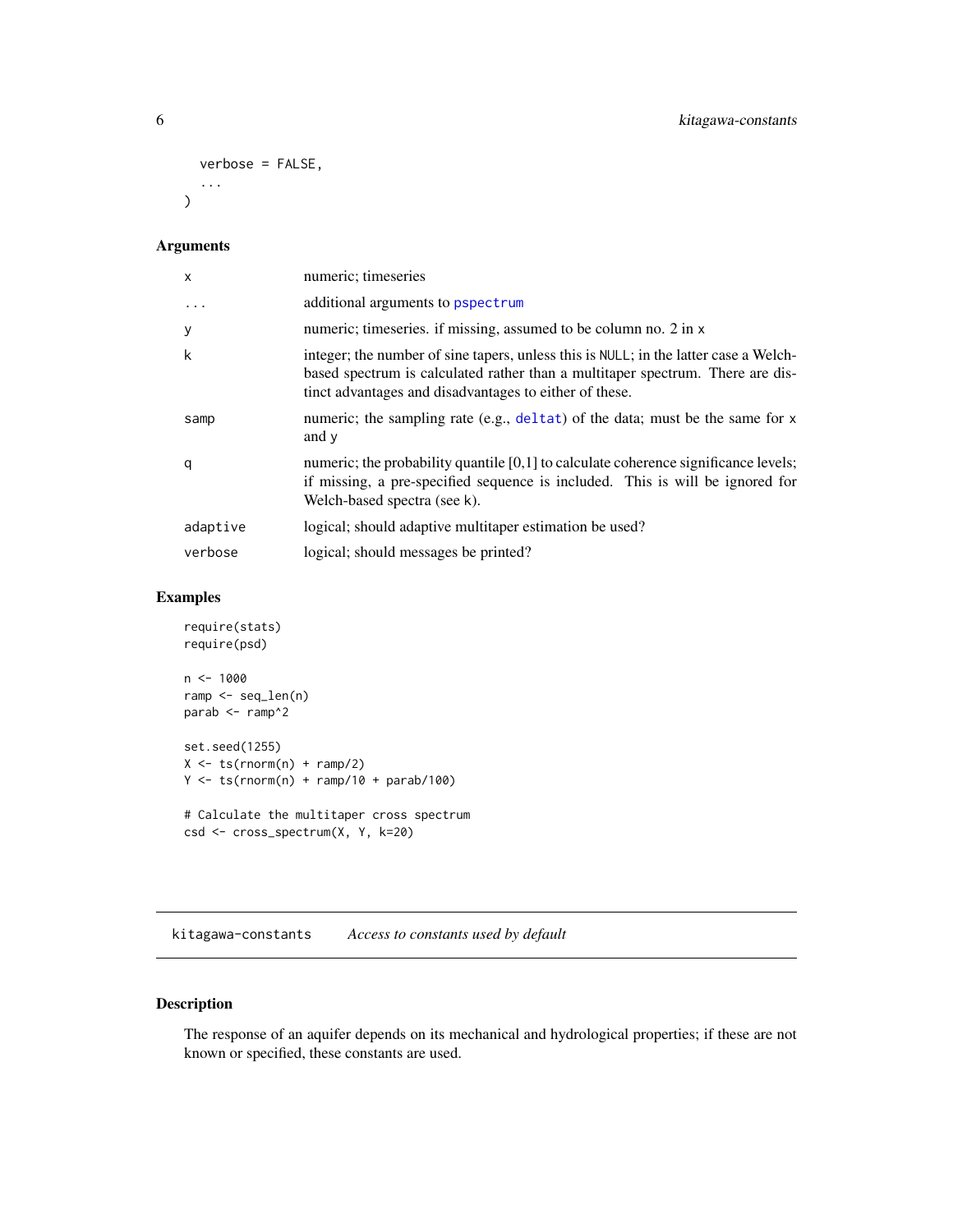```
  verbose = FALSE,
  ...
)
```

## Arguments

| | |
|---|---|
| x | numeric; timeseries |
| ... | additional arguments to pspectrum |
| y | numeric; timeseries. if missing, assumed to be column no. 2 in x |
| k | integer; the number of sine tapers, unless this is NULL; in the latter case a Welch-based spectrum is calculated rather than a multitaper spectrum. There are distinct advantages and disadvantages to either of these. |
| samp | numeric; the sampling rate (e.g., deltat) of the data; must be the same for x and y |
| q | numeric; the probability quantile [0,1] to calculate coherence significance levels; if missing, a pre-specified sequence is included. This is will be ignored for Welch-based spectra (see k). |
| adaptive | logical; should adaptive multitaper estimation be used? |
| verbose | logical; should messages be printed? |

## Examples

```
require(stats)
require(psd)

n <- 1000
ramp <- seq_len(n)
parab <- ramp^2

set.seed(1255)
X <- ts(rnorm(n) + ramp/2)
Y <- ts(rnorm(n) + ramp/10 + parab/100)

# Calculate the multitaper cross spectrum
csd <- cross_spectrum(X, Y, k=20)
```

---

# kitagawa-constants    *Access to constants used by default*

## Description

The response of an aquifer depends on its mechanical and hydrological properties; if these are not known or specified, these constants are used.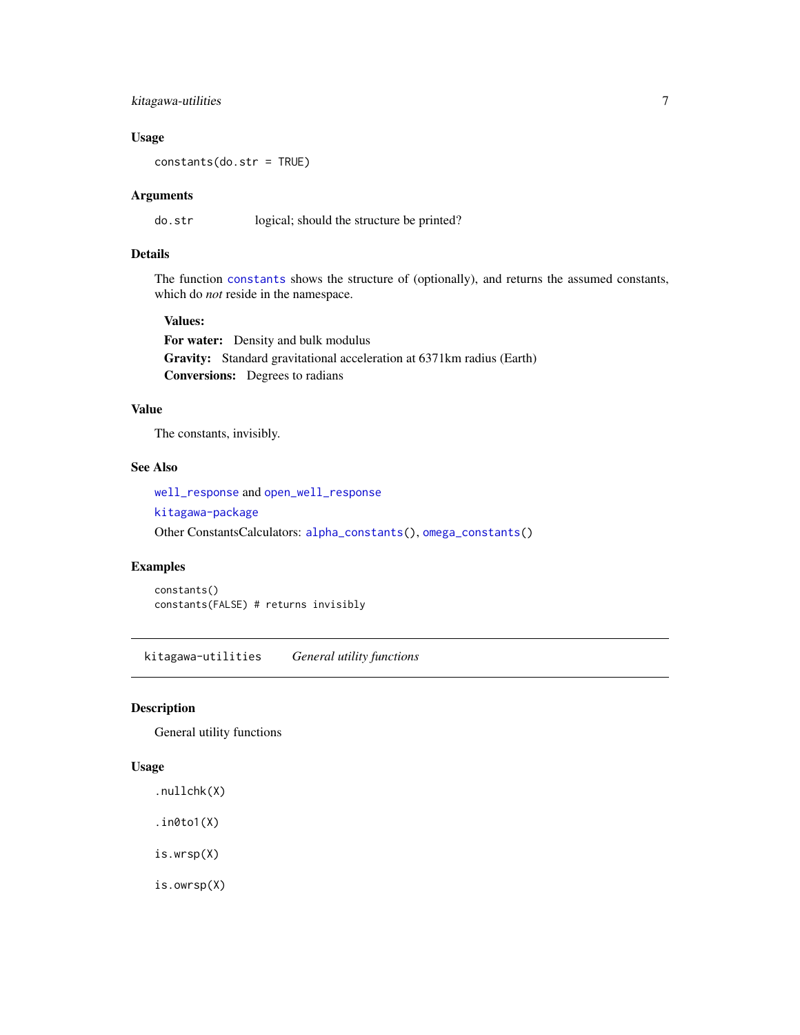### Usage

```
constants(do.str = TRUE)
```

### Arguments

| | |
|---|---|
| do.str | logical; should the structure be printed? |

### Details

The function `constants` shows the structure of (optionally), and returns the assumed constants, which do *not* reside in the namespace.

**Values:**

**For water:** Density and bulk modulus

**Gravity:** Standard gravitational acceleration at 6371km radius (Earth)

**Conversions:** Degrees to radians

### Value

The constants, invisibly.

### See Also

`well_response` and `open_well_response`

`kitagawa-package`

Other ConstantsCalculators: `alpha_constants()`, `omega_constants()`

### Examples

```
constants()
constants(FALSE) # returns invisibly
```

---

## kitagawa-utilities *General utility functions*

---

### Description

General utility functions

### Usage

```
.nullchk(X)

.in0to1(X)

is.wrsp(X)

is.owrsp(X)
```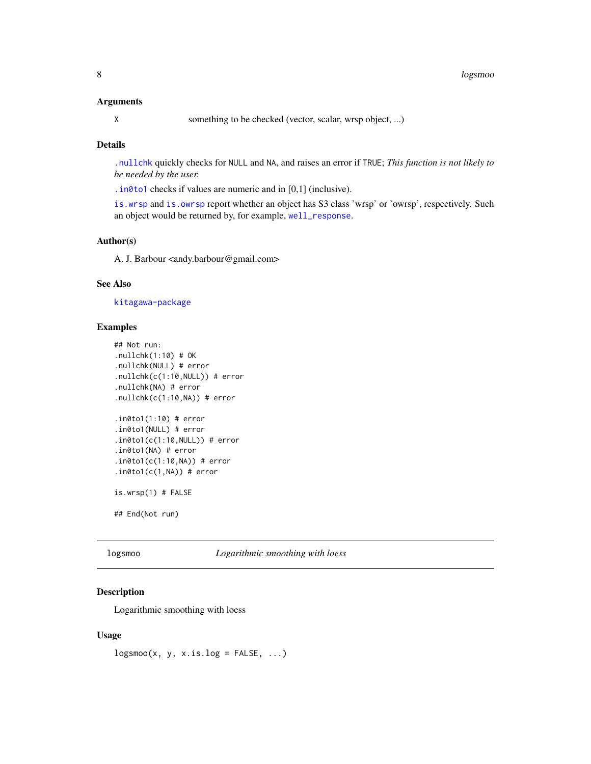### Arguments

| | |
|---|---|
| X | something to be checked (vector, scalar, wrsp object, ...) |

### Details

.nullchk quickly checks for NULL and NA, and raises an error if TRUE; *This function is not likely to be needed by the user.*

.in0to1 checks if values are numeric and in [0,1] (inclusive).

is.wrsp and is.owrsp report whether an object has S3 class 'wrsp' or 'owrsp', respectively. Such an object would be returned by, for example, well_response.

### Author(s)

A. J. Barbour <andy.barbour@gmail.com>

### See Also

kitagawa-package

### Examples

```
## Not run:
.nullchk(1:10) # OK
.nullchk(NULL) # error
.nullchk(c(1:10,NULL)) # error
.nullchk(NA) # error
.nullchk(c(1:10,NA)) # error

.in0to1(1:10) # error
.in0to1(NULL) # error
.in0to1(c(1:10,NULL)) # error
.in0to1(NA) # error
.in0to1(c(1:10,NA)) # error
.in0to1(c(1,NA)) # error

is.wrsp(1) # FALSE

## End(Not run)
```

---

## logsmoo *Logarithmic smoothing with loess*

### Description

Logarithmic smoothing with loess

### Usage

```
logsmoo(x, y, x.is.log = FALSE, ...)
```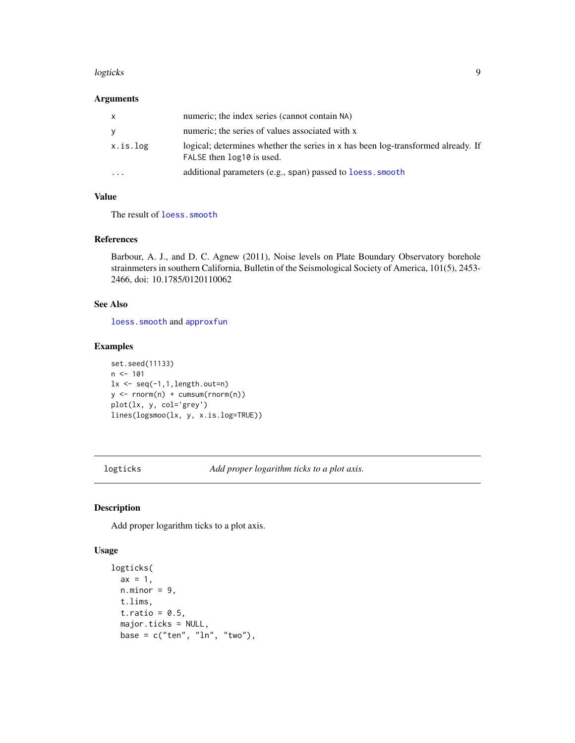### Arguments

| | |
|---|---|
| x | numeric; the index series (cannot contain NA) |
| y | numeric; the series of values associated with x |
| x.is.log | logical; determines whether the series in x has been log-transformed already. If FALSE then log10 is used. |
| ... | additional parameters (e.g., span) passed to loess.smooth |

### Value

The result of loess.smooth

### References

Barbour, A. J., and D. C. Agnew (2011), Noise levels on Plate Boundary Observatory borehole strainmeters in southern California, Bulletin of the Seismological Society of America, 101(5), 2453-2466, doi: 10.1785/0120110062

### See Also

loess.smooth and approxfun

### Examples

```
set.seed(11133)
n <- 101
lx <- seq(-1,1,length.out=n)
y <- rnorm(n) + cumsum(rnorm(n))
plot(lx, y, col='grey')
lines(logsmoo(lx, y, x.is.log=TRUE))
```

---

## logticks — *Add proper logarithm ticks to a plot axis.*

---

### Description

Add proper logarithm ticks to a plot axis.

### Usage

```
logticks(
  ax = 1,
  n.minor = 9,
  t.lims,
  t.ratio = 0.5,
  major.ticks = NULL,
  base = c("ten", "ln", "two"),
```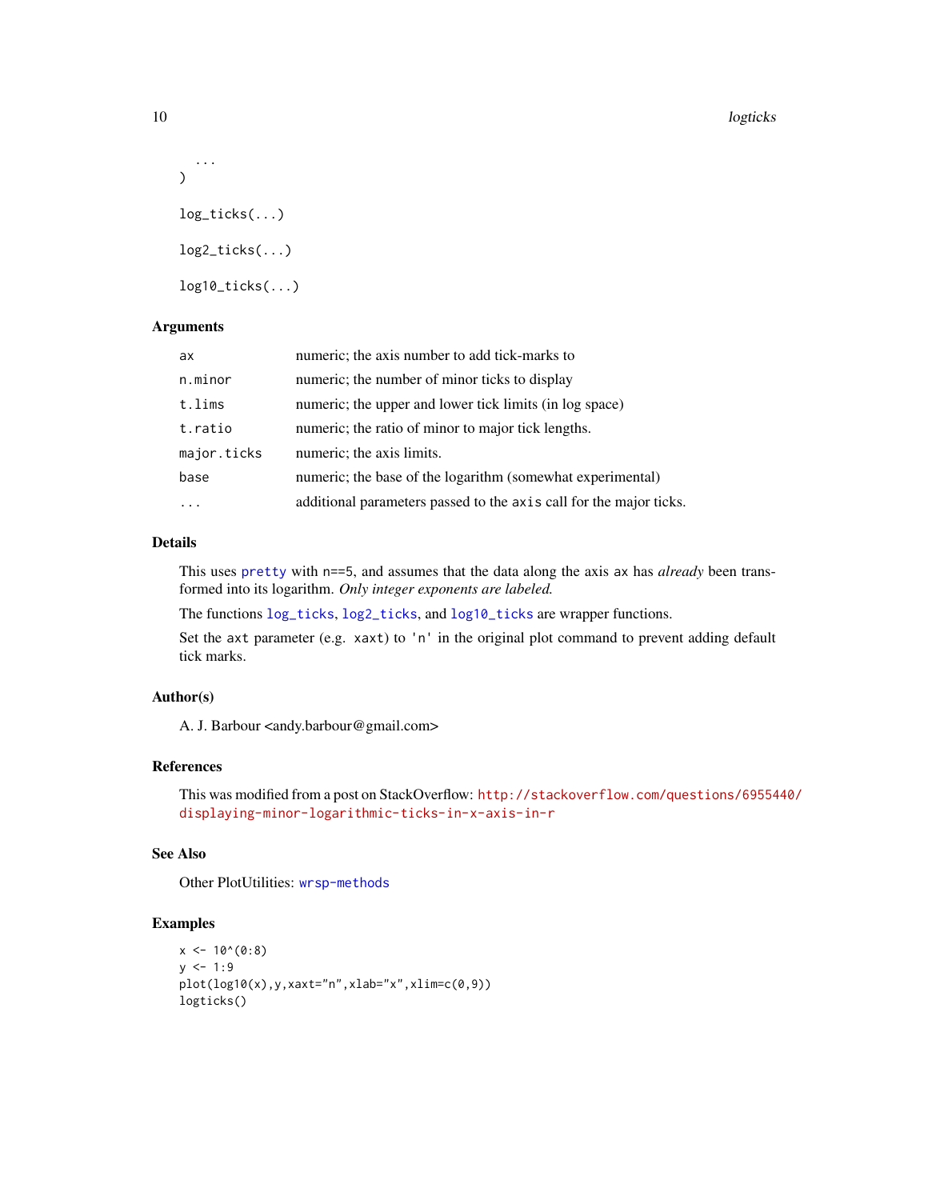```
  ...
)

log_ticks(...)

log2_ticks(...)

log10_ticks(...)
```

### Arguments

| | |
|---|---|
| ax | numeric; the axis number to add tick-marks to |
| n.minor | numeric; the number of minor ticks to display |
| t.lims | numeric; the upper and lower tick limits (in log space) |
| t.ratio | numeric; the ratio of minor to major tick lengths. |
| major.ticks | numeric; the axis limits. |
| base | numeric; the base of the logarithm (somewhat experimental) |
| ... | additional parameters passed to the `axis` call for the major ticks. |

### Details

This uses `pretty` with `n==5`, and assumes that the data along the axis `ax` has *already* been transformed into its logarithm. *Only integer exponents are labeled.*

The functions `log_ticks`, `log2_ticks`, and `log10_ticks` are wrapper functions.

Set the `axt` parameter (e.g. `xaxt`) to `'n'` in the original plot command to prevent adding default tick marks.

### Author(s)

A. J. Barbour <andy.barbour@gmail.com>

### References

This was modified from a post on StackOverflow: http://stackoverflow.com/questions/6955440/displaying-minor-logarithmic-ticks-in-x-axis-in-r

### See Also

Other PlotUtilities: `wrsp-methods`

### Examples

```
x <- 10^(0:8)
y <- 1:9
plot(log10(x),y,xaxt="n",xlab="x",xlim=c(0,9))
logticks()
```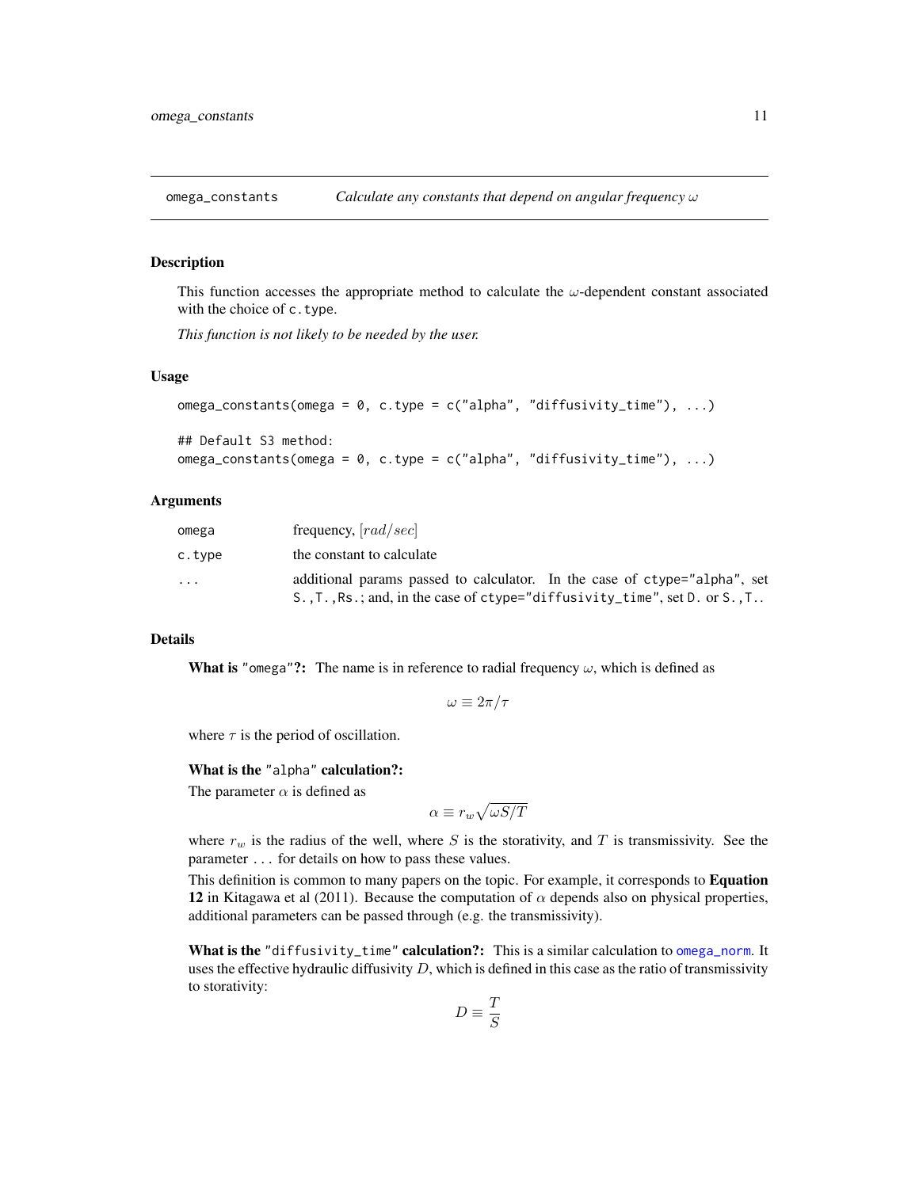## omega_constants — *Calculate any constants that depend on angular frequency $\omega$*

### Description

This function accesses the appropriate method to calculate the $\omega$-dependent constant associated with the choice of `c.type`.

*This function is not likely to be needed by the user.*

### Usage

```
omega_constants(omega = 0, c.type = c("alpha", "diffusivity_time"), ...)

## Default S3 method:
omega_constants(omega = 0, c.type = c("alpha", "diffusivity_time"), ...)
```

### Arguments

| | |
|---|---|
| `omega` | frequency, $[rad/sec]$ |
| `c.type` | the constant to calculate |
| `...` | additional params passed to calculator. In the case of `ctype="alpha"`, set `S.`,`T.`,`Rs.`; and, in the case of `ctype="diffusivity_time"`, set `D.` or `S.`,`T.`. |

### Details

**What is "`omega`"?:** The name is in reference to radial frequency $\omega$, which is defined as

$$\omega \equiv 2\pi/\tau$$

where $\tau$ is the period of oscillation.

**What is the "`alpha`" calculation?:**

The parameter $\alpha$ is defined as

$$\alpha \equiv r_w \sqrt{\omega S/T}$$

where $r_w$ is the radius of the well, where $S$ is the storativity, and $T$ is transmissivity. See the parameter `...` for details on how to pass these values.

This definition is common to many papers on the topic. For example, it corresponds to **Equation 12** in Kitagawa et al (2011). Because the computation of $\alpha$ depends also on physical properties, additional parameters can be passed through (e.g. the transmissivity).

**What is the "`diffusivity_time`" calculation?:** This is a similar calculation to `omega_norm`. It uses the effective hydraulic diffusivity $D$, which is defined in this case as the ratio of transmissivity to storativity:

$$D \equiv \frac{T}{S}$$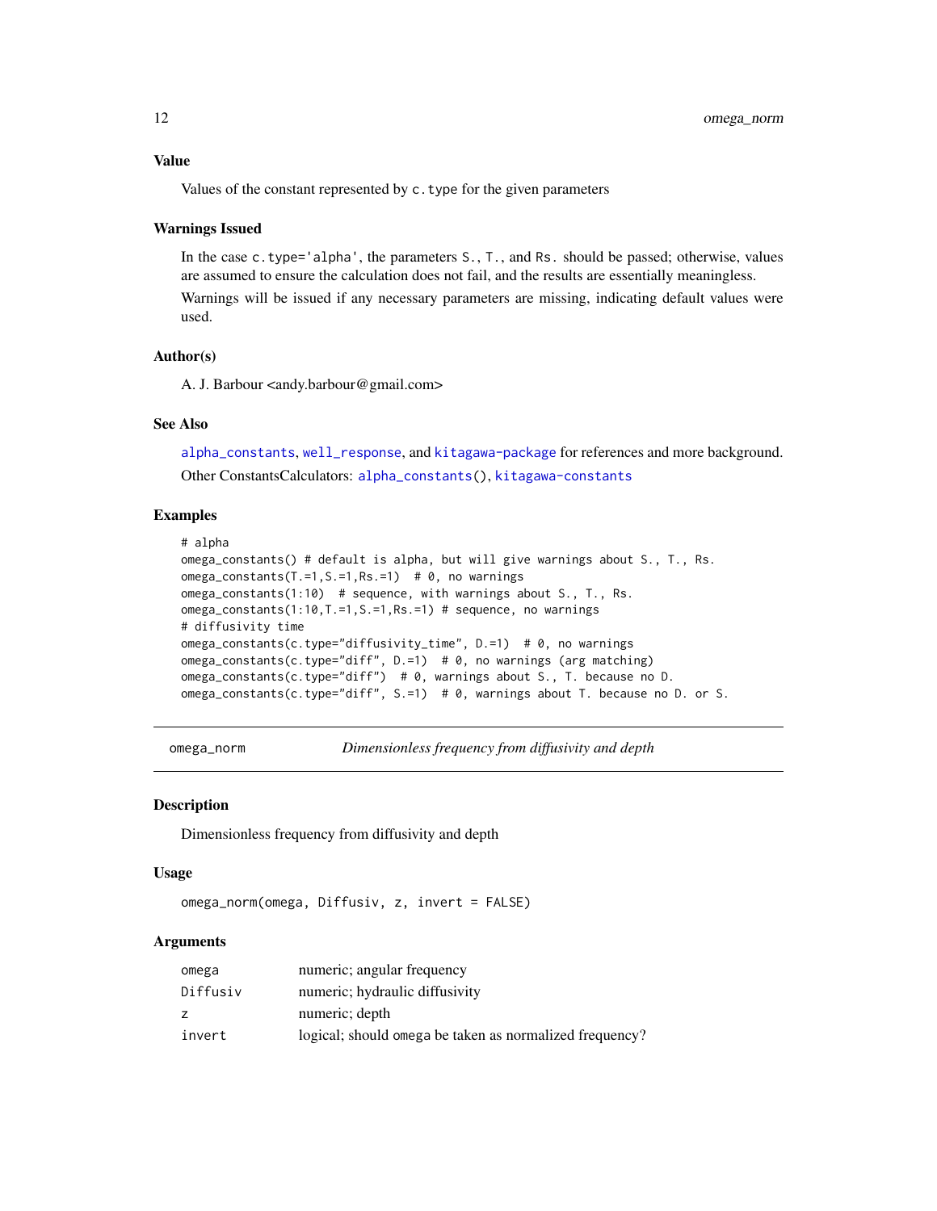### Value

Values of the constant represented by `c.type` for the given parameters

### Warnings Issued

In the case `c.type='alpha'`, the parameters `S.`, `T.`, and `Rs.` should be passed; otherwise, values are assumed to ensure the calculation does not fail, and the results are essentially meaningless.

Warnings will be issued if any necessary parameters are missing, indicating default values were used.

### Author(s)

A. J. Barbour <andy.barbour@gmail.com>

### See Also

`alpha_constants`, `well_response`, and `kitagawa-package` for references and more background.

Other ConstantsCalculators: `alpha_constants()`, `kitagawa-constants`

### Examples

```
# alpha
omega_constants() # default is alpha, but will give warnings about S., T., Rs.
omega_constants(T.=1,S.=1,Rs.=1)  # 0, no warnings
omega_constants(1:10)  # sequence, with warnings about S., T., Rs.
omega_constants(1:10,T.=1,S.=1,Rs.=1) # sequence, no warnings
# diffusivity time
omega_constants(c.type="diffusivity_time", D.=1)  # 0, no warnings
omega_constants(c.type="diff", D.=1)  # 0, no warnings (arg matching)
omega_constants(c.type="diff")  # 0, warnings about S., T. because no D.
omega_constants(c.type="diff", S.=1)  # 0, warnings about T. because no D. or S.
```

---

## omega_norm — *Dimensionless frequency from diffusivity and depth*

### Description

Dimensionless frequency from diffusivity and depth

### Usage

```
omega_norm(omega, Diffusiv, z, invert = FALSE)
```

### Arguments

| | |
|---|---|
| `omega` | numeric; angular frequency |
| `Diffusiv` | numeric; hydraulic diffusivity |
| `z` | numeric; depth |
| `invert` | logical; should `omega` be taken as normalized frequency? |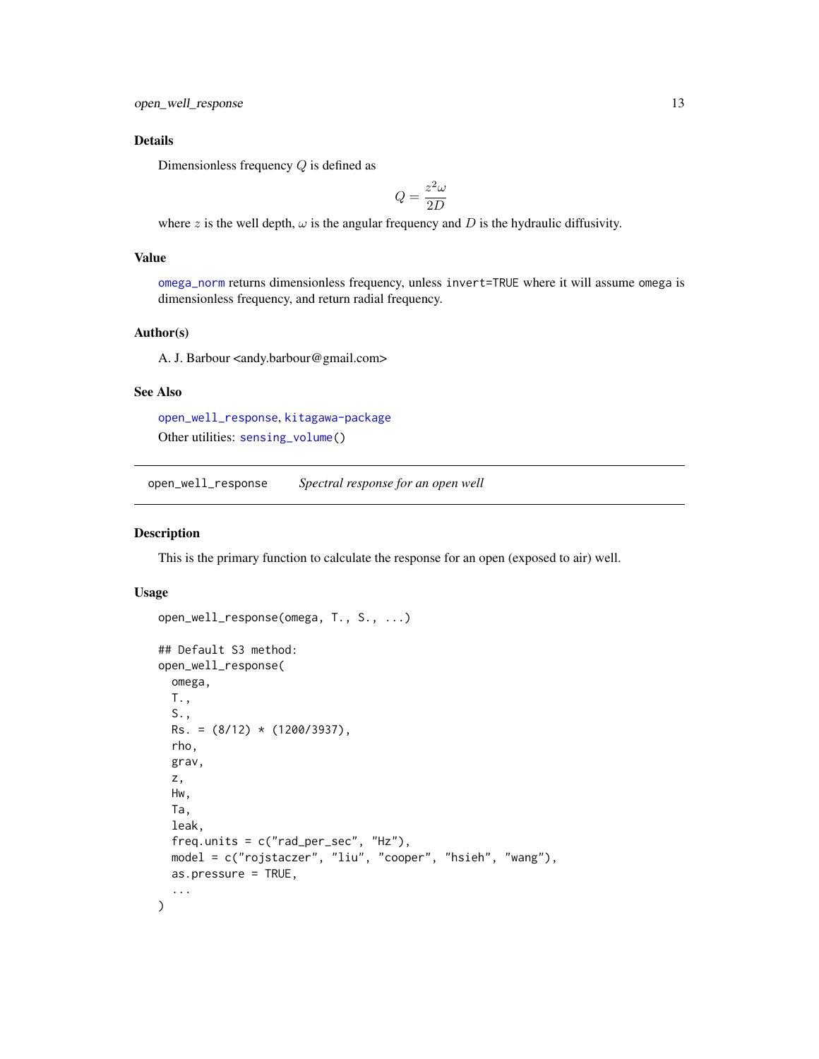### Details

Dimensionless frequency $Q$ is defined as

$$Q = \frac{z^2 \omega}{2D}$$

where $z$ is the well depth, $\omega$ is the angular frequency and $D$ is the hydraulic diffusivity.

### Value

`omega_norm` returns dimensionless frequency, unless `invert=TRUE` where it will assume `omega` is dimensionless frequency, and return radial frequency.

### Author(s)

A. J. Barbour <andy.barbour@gmail.com>

### See Also

`open_well_response`, `kitagawa-package`

Other utilities: `sensing_volume()`

---

## open_well_response — *Spectral response for an open well*

---

### Description

This is the primary function to calculate the response for an open (exposed to air) well.

### Usage

```
open_well_response(omega, T., S., ...)

## Default S3 method:
open_well_response(
  omega,
  T.,
  S.,
  Rs. = (8/12) * (1200/3937),
  rho,
  grav,
  z,
  Hw,
  Ta,
  leak,
  freq.units = c("rad_per_sec", "Hz"),
  model = c("rojstaczer", "liu", "cooper", "hsieh", "wang"),
  as.pressure = TRUE,
  ...
)
```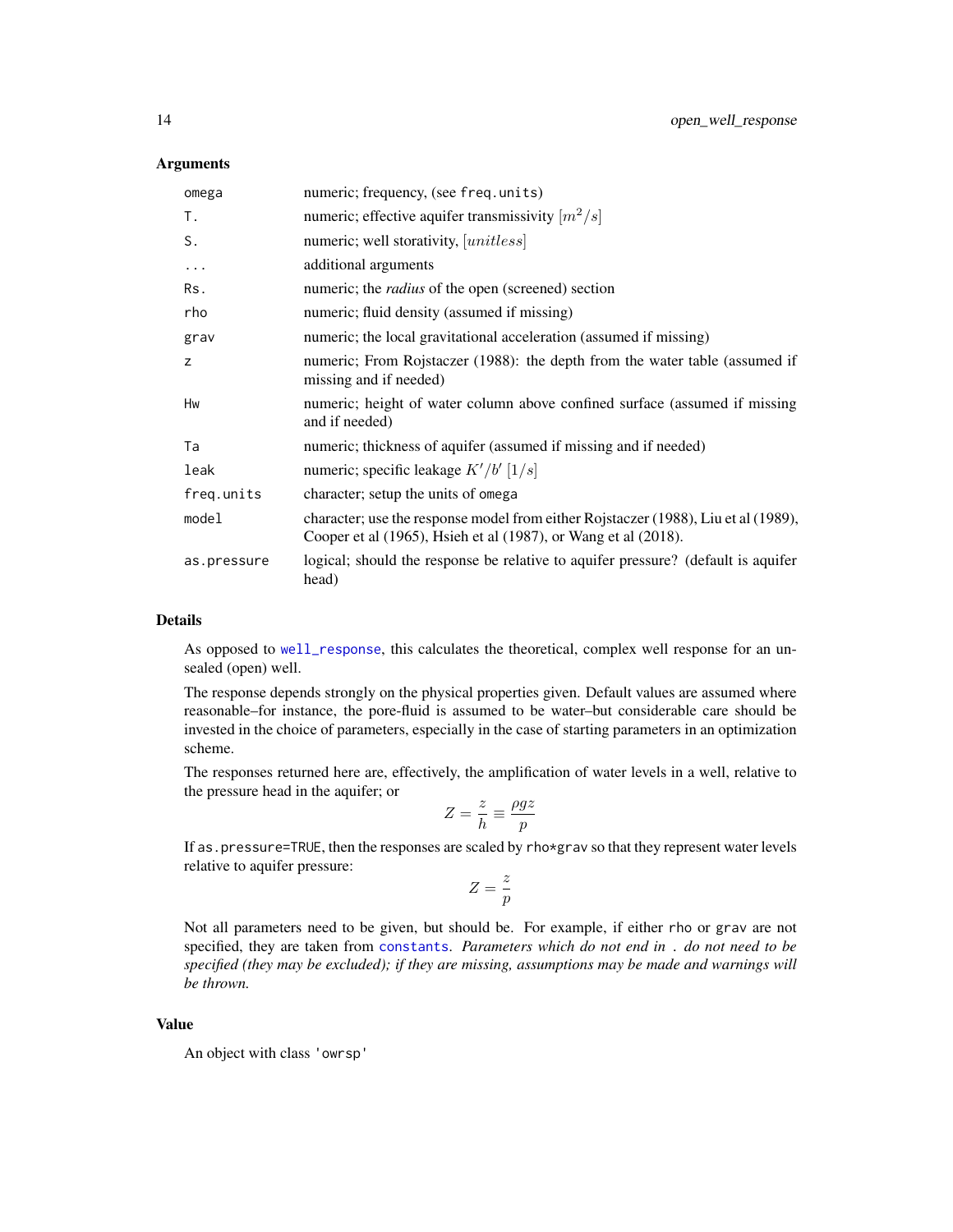### Arguments

| | |
|---|---|
| `omega` | numeric; frequency, (see `freq.units`) |
| `T.` | numeric; effective aquifer transmissivity $[m^2/s]$ |
| `S.` | numeric; well storativity, $[unitless]$ |
| `...` | additional arguments |
| `Rs.` | numeric; the *radius* of the open (screened) section |
| `rho` | numeric; fluid density (assumed if missing) |
| `grav` | numeric; the local gravitational acceleration (assumed if missing) |
| `z` | numeric; From Rojstaczer (1988): the depth from the water table (assumed if missing and if needed) |
| `Hw` | numeric; height of water column above confined surface (assumed if missing and if needed) |
| `Ta` | numeric; thickness of aquifer (assumed if missing and if needed) |
| `leak` | numeric; specific leakage $K'/b'$ $[1/s]$ |
| `freq.units` | character; setup the units of `omega` |
| `model` | character; use the response model from either Rojstaczer (1988), Liu et al (1989), Cooper et al (1965), Hsieh et al (1987), or Wang et al (2018). |
| `as.pressure` | logical; should the response be relative to aquifer pressure? (default is aquifer head) |

### Details

As opposed to `well_response`, this calculates the theoretical, complex well response for an unsealed (open) well.

The response depends strongly on the physical properties given. Default values are assumed where reasonable–for instance, the pore-fluid is assumed to be water–but considerable care should be invested in the choice of parameters, especially in the case of starting parameters in an optimization scheme.

The responses returned here are, effectively, the amplification of water levels in a well, relative to the pressure head in the aquifer; or

$$Z = \frac{z}{h} \equiv \frac{\rho g z}{p}$$

If `as.pressure=TRUE`, then the responses are scaled by `rho*grav` so that they represent water levels relative to aquifer pressure:

$$Z = \frac{z}{p}$$

Not all parameters need to be given, but should be. For example, if either `rho` or `grav` are not specified, they are taken from `constants`. *Parameters which do not end in . do not need to be specified (they may be excluded); if they are missing, assumptions may be made and warnings will be thrown.*

### Value

An object with class `'owrsp'`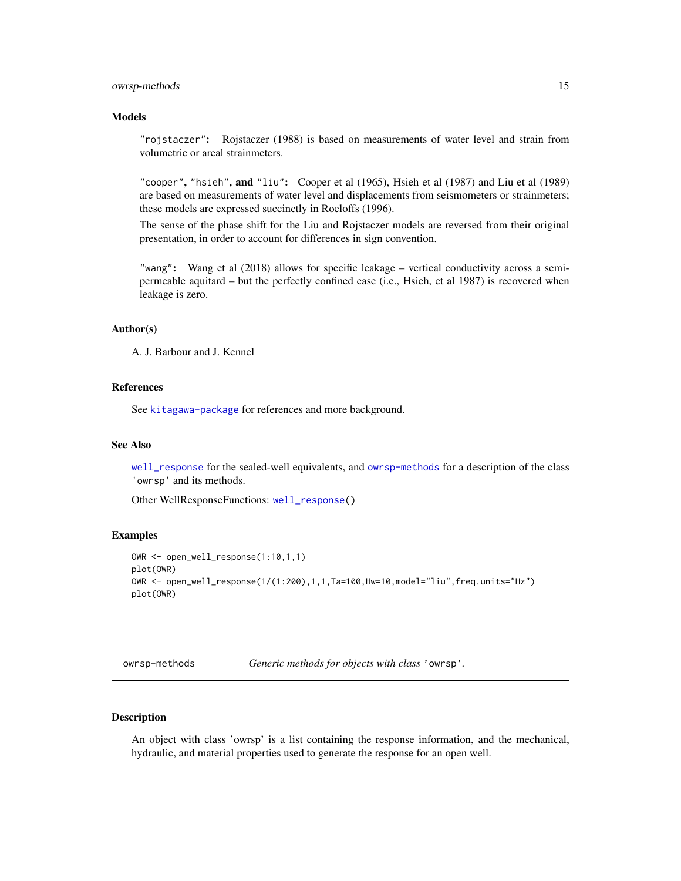### Models

**"rojstaczer":** Rojstaczer (1988) is based on measurements of water level and strain from volumetric or areal strainmeters.

**"cooper", "hsieh", and "liu":** Cooper et al (1965), Hsieh et al (1987) and Liu et al (1989) are based on measurements of water level and displacements from seismometers or strainmeters; these models are expressed succinctly in Roeloffs (1996).

The sense of the phase shift for the Liu and Rojstaczer models are reversed from their original presentation, in order to account for differences in sign convention.

**"wang":** Wang et al (2018) allows for specific leakage – vertical conductivity across a semi-permeable aquitard – but the perfectly confined case (i.e., Hsieh, et al 1987) is recovered when leakage is zero.

### Author(s)

A. J. Barbour and J. Kennel

### References

See `kitagawa-package` for references and more background.

### See Also

`well_response` for the sealed-well equivalents, and `owrsp-methods` for a description of the class 'owrsp' and its methods.

Other WellResponseFunctions: `well_response()`

### Examples

```
OWR <- open_well_response(1:10,1,1)
plot(OWR)
OWR <- open_well_response(1/(1:200),1,1,Ta=100,Hw=10,model="liu",freq.units="Hz")
plot(OWR)
```

---

## owrsp-methods — *Generic methods for objects with class 'owrsp'.*

---

### Description

An object with class 'owrsp' is a list containing the response information, and the mechanical, hydraulic, and material properties used to generate the response for an open well.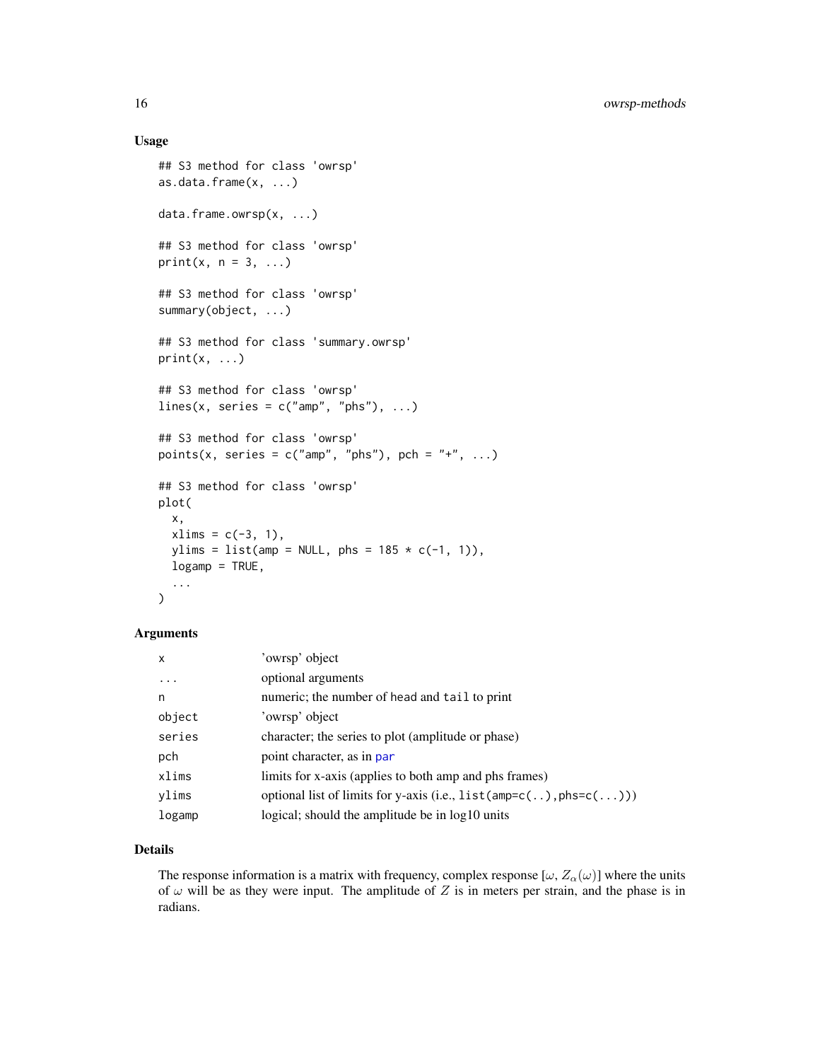## Usage

```
## S3 method for class 'owrsp'
as.data.frame(x, ...)

data.frame.owrsp(x, ...)

## S3 method for class 'owrsp'
print(x, n = 3, ...)

## S3 method for class 'owrsp'
summary(object, ...)

## S3 method for class 'summary.owrsp'
print(x, ...)

## S3 method for class 'owrsp'
lines(x, series = c("amp", "phs"), ...)

## S3 method for class 'owrsp'
points(x, series = c("amp", "phs"), pch = "+", ...)

## S3 method for class 'owrsp'
plot(
  x,
  xlims = c(-3, 1),
  ylims = list(amp = NULL, phs = 185 * c(-1, 1)),
  logamp = TRUE,
  ...
)
```

## Arguments

| | |
|---|---|
| `x` | 'owrsp' object |
| `...` | optional arguments |
| `n` | numeric; the number of `head` and `tail` to print |
| `object` | 'owrsp' object |
| `series` | character; the series to plot (amplitude or phase) |
| `pch` | point character, as in `par` |
| `xlims` | limits for x-axis (applies to both amp and phs frames) |
| `ylims` | optional list of limits for y-axis (i.e., `list(amp=c(..),phs=c(...))`) |
| `logamp` | logical; should the amplitude be in log10 units |

## Details

The response information is a matrix with frequency, complex response $[\omega, Z_\alpha(\omega)]$ where the units of $\omega$ will be as they were input. The amplitude of $Z$ is in meters per strain, and the phase is in radians.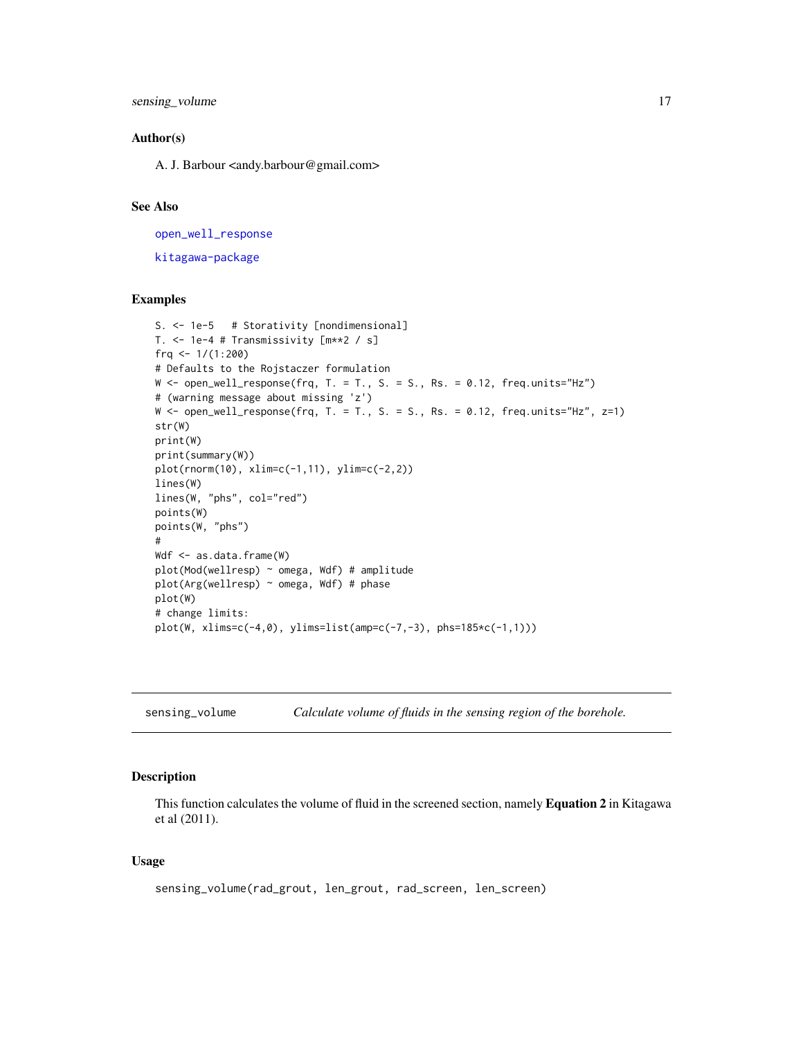## Author(s)

A. J. Barbour <andy.barbour@gmail.com>

## See Also

open_well_response

kitagawa-package

## Examples

```
S. <- 1e-5   # Storativity [nondimensional]
T. <- 1e-4 # Transmissivity [m**2 / s]
frq <- 1/(1:200)
# Defaults to the Rojstaczer formulation
W <- open_well_response(frq, T. = T., S. = S., Rs. = 0.12, freq.units="Hz")
# (warning message about missing 'z')
W <- open_well_response(frq, T. = T., S. = S., Rs. = 0.12, freq.units="Hz", z=1)
str(W)
print(W)
print(summary(W))
plot(rnorm(10), xlim=c(-1,11), ylim=c(-2,2))
lines(W)
lines(W, "phs", col="red")
points(W)
points(W, "phs")
#
Wdf <- as.data.frame(W)
plot(Mod(wellresp) ~ omega, Wdf) # amplitude
plot(Arg(wellresp) ~ omega, Wdf) # phase
plot(W)
# change limits:
plot(W, xlims=c(-4,0), ylims=list(amp=c(-7,-3), phs=185*c(-1,1)))
```

---

# sensing_volume — *Calculate volume of fluids in the sensing region of the borehole.*

## Description

This function calculates the volume of fluid in the screened section, namely **Equation 2** in Kitagawa et al (2011).

## Usage

```
sensing_volume(rad_grout, len_grout, rad_screen, len_screen)
```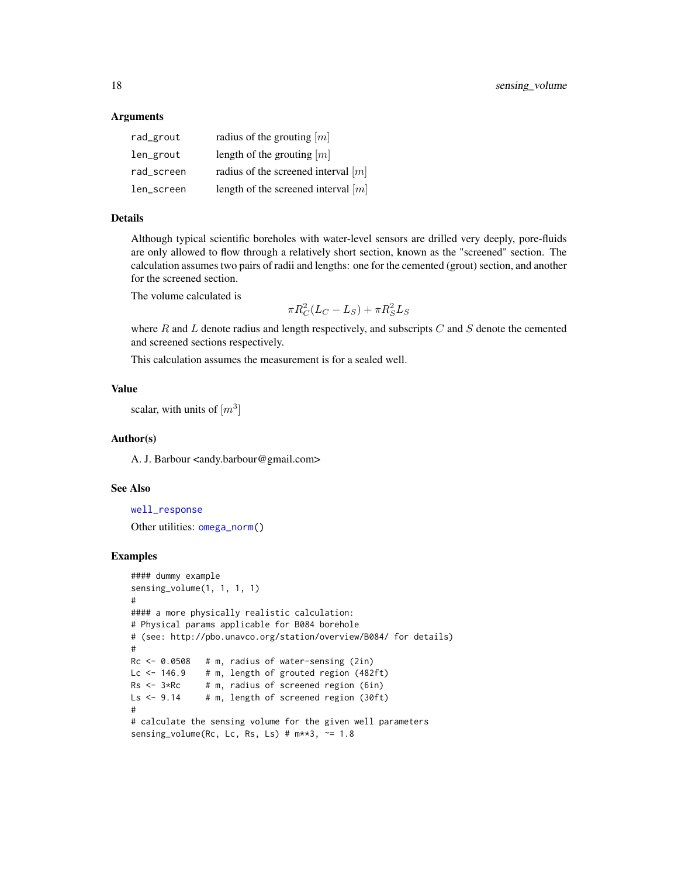## Arguments

| | |
|---|---|
| rad_grout | radius of the grouting $[m]$ |
| len_grout | length of the grouting $[m]$ |
| rad_screen | radius of the screened interval $[m]$ |
| len_screen | length of the screened interval $[m]$ |

## Details

Although typical scientific boreholes with water-level sensors are drilled very deeply, pore-fluids are only allowed to flow through a relatively short section, known as the "screened" section. The calculation assumes two pairs of radii and lengths: one for the cemented (grout) section, and another for the screened section.

The volume calculated is

$$\pi R_C^2 (L_C - L_S) + \pi R_S^2 L_S$$

where $R$ and $L$ denote radius and length respectively, and subscripts $C$ and $S$ denote the cemented and screened sections respectively.

This calculation assumes the measurement is for a sealed well.

## Value

scalar, with units of $[m^3]$

## Author(s)

A. J. Barbour <andy.barbour@gmail.com>

## See Also

well_response

Other utilities: omega_norm()

## Examples

```
#### dummy example
sensing_volume(1, 1, 1, 1)
#
#### a more physically realistic calculation:
# Physical params applicable for B084 borehole
# (see: http://pbo.unavco.org/station/overview/B084/ for details)
#
Rc <- 0.0508   # m, radius of water-sensing (2in)
Lc <- 146.9    # m, length of grouted region (482ft)
Rs <- 3*Rc     # m, radius of screened region (6in)
Ls <- 9.14     # m, length of screened region (30ft)
#
# calculate the sensing volume for the given well parameters
sensing_volume(Rc, Lc, Rs, Ls) # m**3, ~= 1.8
```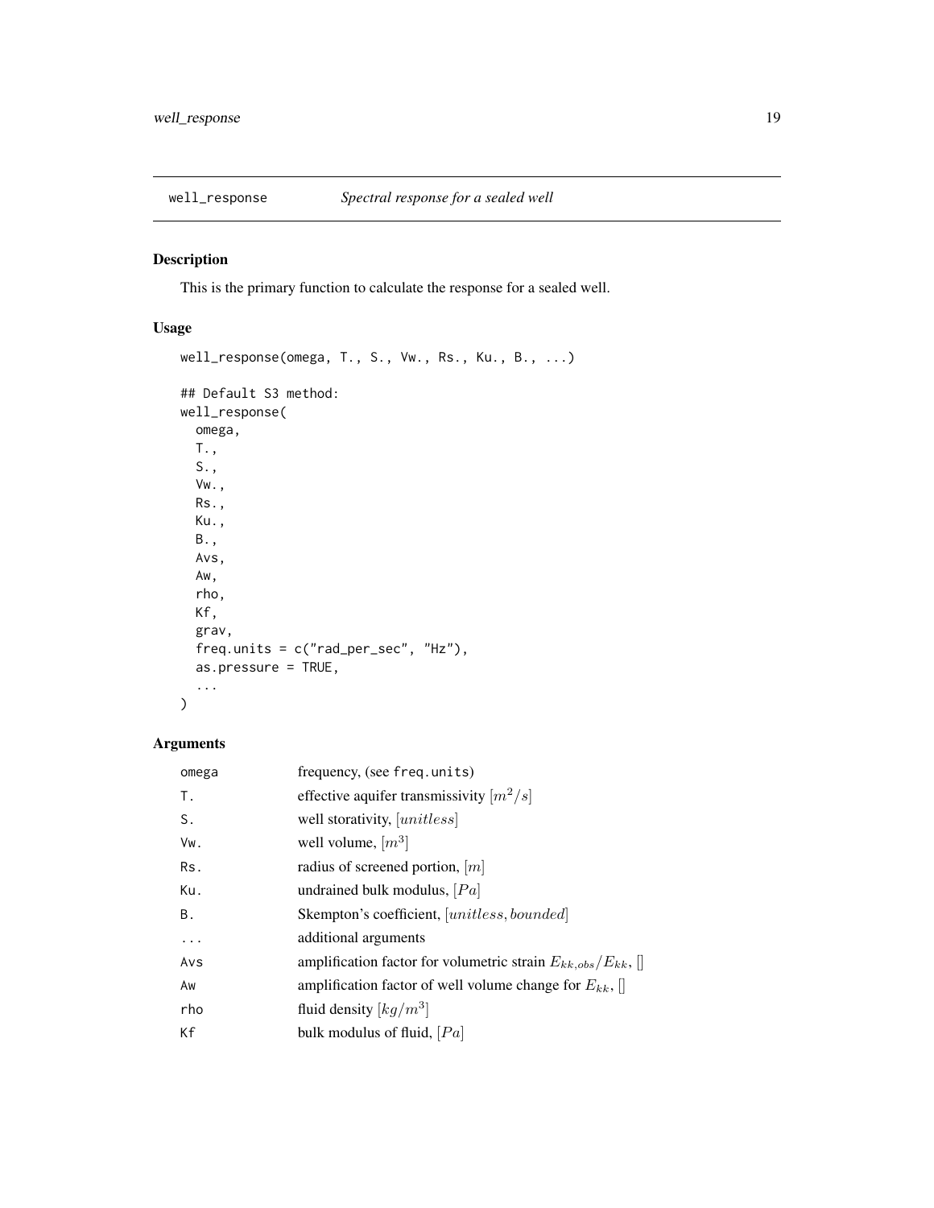## well_response — *Spectral response for a sealed well*

### Description

This is the primary function to calculate the response for a sealed well.

### Usage

```
well_response(omega, T., S., Vw., Rs., Ku., B., ...)

## Default S3 method:
well_response(
  omega,
  T.,
  S.,
  Vw.,
  Rs.,
  Ku.,
  B.,
  Avs,
  Aw,
  rho,
  Kf,
  grav,
  freq.units = c("rad_per_sec", "Hz"),
  as.pressure = TRUE,
  ...
)
```

### Arguments

| | |
|---|---|
| omega | frequency, (see freq.units) |
| T. | effective aquifer transmissivity $[m^2/s]$ |
| S. | well storativity, $[unitless]$ |
| Vw. | well volume, $[m^3]$ |
| Rs. | radius of screened portion, $[m]$ |
| Ku. | undrained bulk modulus, $[Pa]$ |
| B. | Skempton's coefficient, $[unitless, bounded]$ |
| ... | additional arguments |
| Avs | amplification factor for volumetric strain $E_{kk,obs}/E_{kk}$, [] |
| Aw | amplification factor of well volume change for $E_{kk}$, [] |
| rho | fluid density $[kg/m^3]$ |
| Kf | bulk modulus of fluid, $[Pa]$ |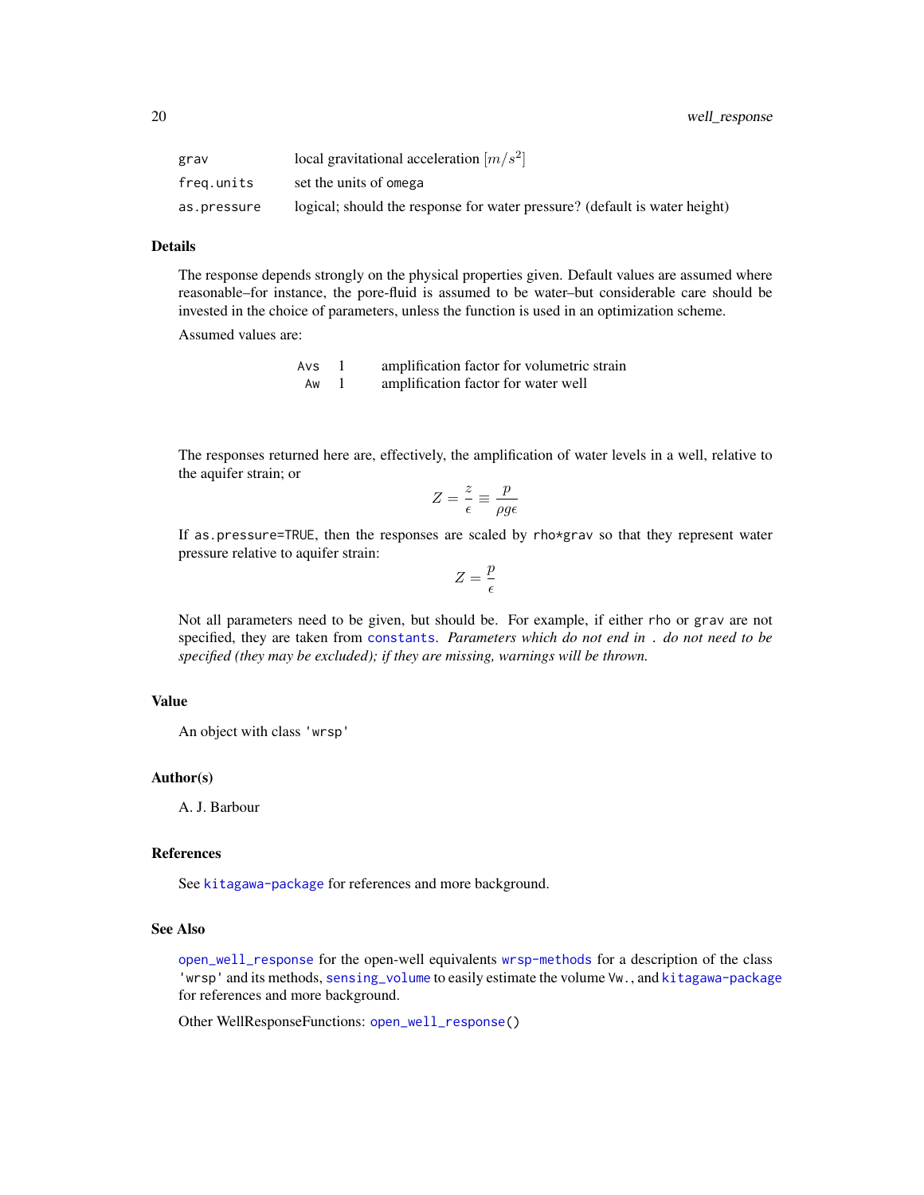| | |
|---|---|
| `grav` | local gravitational acceleration $[m/s^2]$ |
| `freq.units` | set the units of `omega` |
| `as.pressure` | logical; should the response for water pressure? (default is water height) |

## Details

The response depends strongly on the physical properties given. Default values are assumed where reasonable–for instance, the pore-fluid is assumed to be water–but considerable care should be invested in the choice of parameters, unless the function is used in an optimization scheme.

Assumed values are:

| | | |
|---|---|---|
| `Avs` | 1 | amplification factor for volumetric strain |
| `Aw` | 1 | amplification factor for water well |

The responses returned here are, effectively, the amplification of water levels in a well, relative to the aquifer strain; or

$$Z = \frac{z}{\epsilon} \equiv \frac{p}{\rho g \epsilon}$$

If `as.pressure=TRUE`, then the responses are scaled by `rho*grav` so that they represent water pressure relative to aquifer strain:

$$Z = \frac{p}{\epsilon}$$

Not all parameters need to be given, but should be. For example, if either `rho` or `grav` are not specified, they are taken from `constants`. *Parameters which do not end in `.` do not need to be specified (they may be excluded); if they are missing, warnings will be thrown.*

## Value

An object with class `'wrsp'`

## Author(s)

A. J. Barbour

## References

See `kitagawa-package` for references and more background.

## See Also

`open_well_response` for the open-well equivalents `wrsp-methods` for a description of the class `'wrsp'` and its methods, `sensing_volume` to easily estimate the volume `Vw.`, and `kitagawa-package` for references and more background.

Other WellResponseFunctions: `open_well_response()`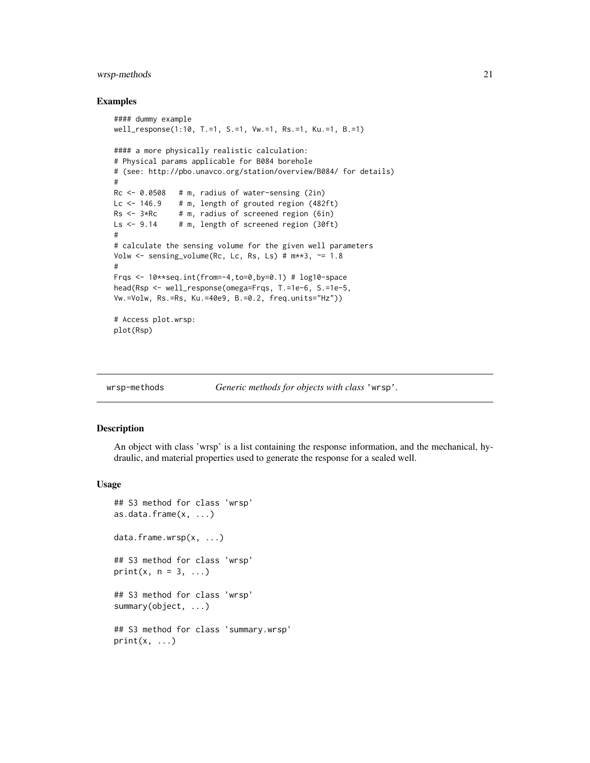## Examples

```
#### dummy example
well_response(1:10, T.=1, S.=1, Vw.=1, Rs.=1, Ku.=1, B.=1)

#### a more physically realistic calculation:
# Physical params applicable for B084 borehole
# (see: http://pbo.unavco.org/station/overview/B084/ for details)
#
Rc <- 0.0508   # m, radius of water-sensing (2in)
Lc <- 146.9    # m, length of grouted region (482ft)
Rs <- 3*Rc     # m, radius of screened region (6in)
Ls <- 9.14     # m, length of screened region (30ft)
#
# calculate the sensing volume for the given well parameters
Volw <- sensing_volume(Rc, Lc, Rs, Ls) # m**3, ~= 1.8
#
Frqs <- 10**seq.int(from=-4,to=0,by=0.1) # log10-space
head(Rsp <- well_response(omega=Frqs, T.=1e-6, S.=1e-5,
Vw.=Volw, Rs.=Rs, Ku.=40e9, B.=0.2, freq.units="Hz"))

# Access plot.wrsp:
plot(Rsp)
```

---

`wrsp-methods` *Generic methods for objects with class* '`wrsp`'.

---

## Description

An object with class 'wrsp' is a list containing the response information, and the mechanical, hydraulic, and material properties used to generate the response for a sealed well.

## Usage

```
## S3 method for class 'wrsp'
as.data.frame(x, ...)

data.frame.wrsp(x, ...)

## S3 method for class 'wrsp'
print(x, n = 3, ...)

## S3 method for class 'wrsp'
summary(object, ...)

## S3 method for class 'summary.wrsp'
print(x, ...)
```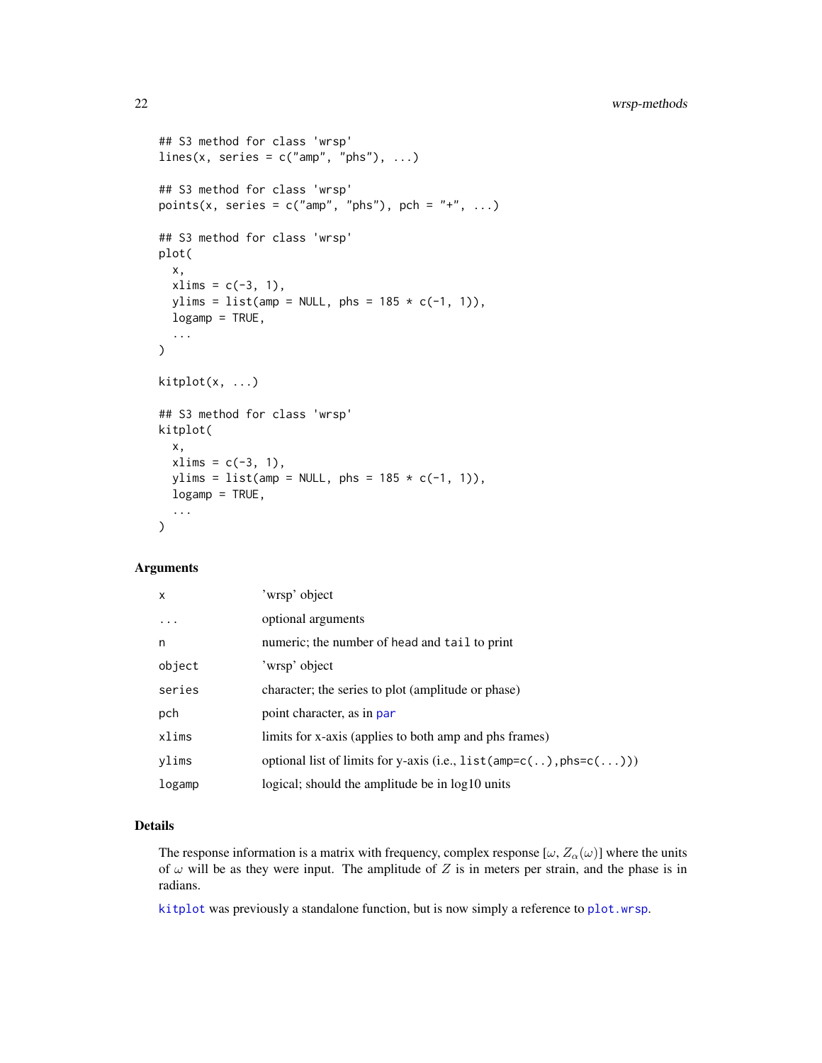```
## S3 method for class 'wrsp'
lines(x, series = c("amp", "phs"), ...)

## S3 method for class 'wrsp'
points(x, series = c("amp", "phs"), pch = "+", ...)

## S3 method for class 'wrsp'
plot(
  x,
  xlims = c(-3, 1),
  ylims = list(amp = NULL, phs = 185 * c(-1, 1)),
  logamp = TRUE,
  ...
)

kitplot(x, ...)

## S3 method for class 'wrsp'
kitplot(
  x,
  xlims = c(-3, 1),
  ylims = list(amp = NULL, phs = 185 * c(-1, 1)),
  logamp = TRUE,
  ...
)
```

## Arguments

| | |
|---|---|
| `x` | 'wrsp' object |
| `...` | optional arguments |
| `n` | numeric; the number of `head` and `tail` to print |
| `object` | 'wrsp' object |
| `series` | character; the series to plot (amplitude or phase) |
| `pch` | point character, as in `par` |
| `xlims` | limits for x-axis (applies to both amp and phs frames) |
| `ylims` | optional list of limits for y-axis (i.e., `list(amp=c(..),phs=c(...))`) |
| `logamp` | logical; should the amplitude be in log10 units |

## Details

The response information is a matrix with frequency, complex response [$\omega$, $Z_\alpha(\omega)$] where the units of $\omega$ will be as they were input. The amplitude of $Z$ is in meters per strain, and the phase is in radians.

`kitplot` was previously a standalone function, but is now simply a reference to `plot.wrsp`.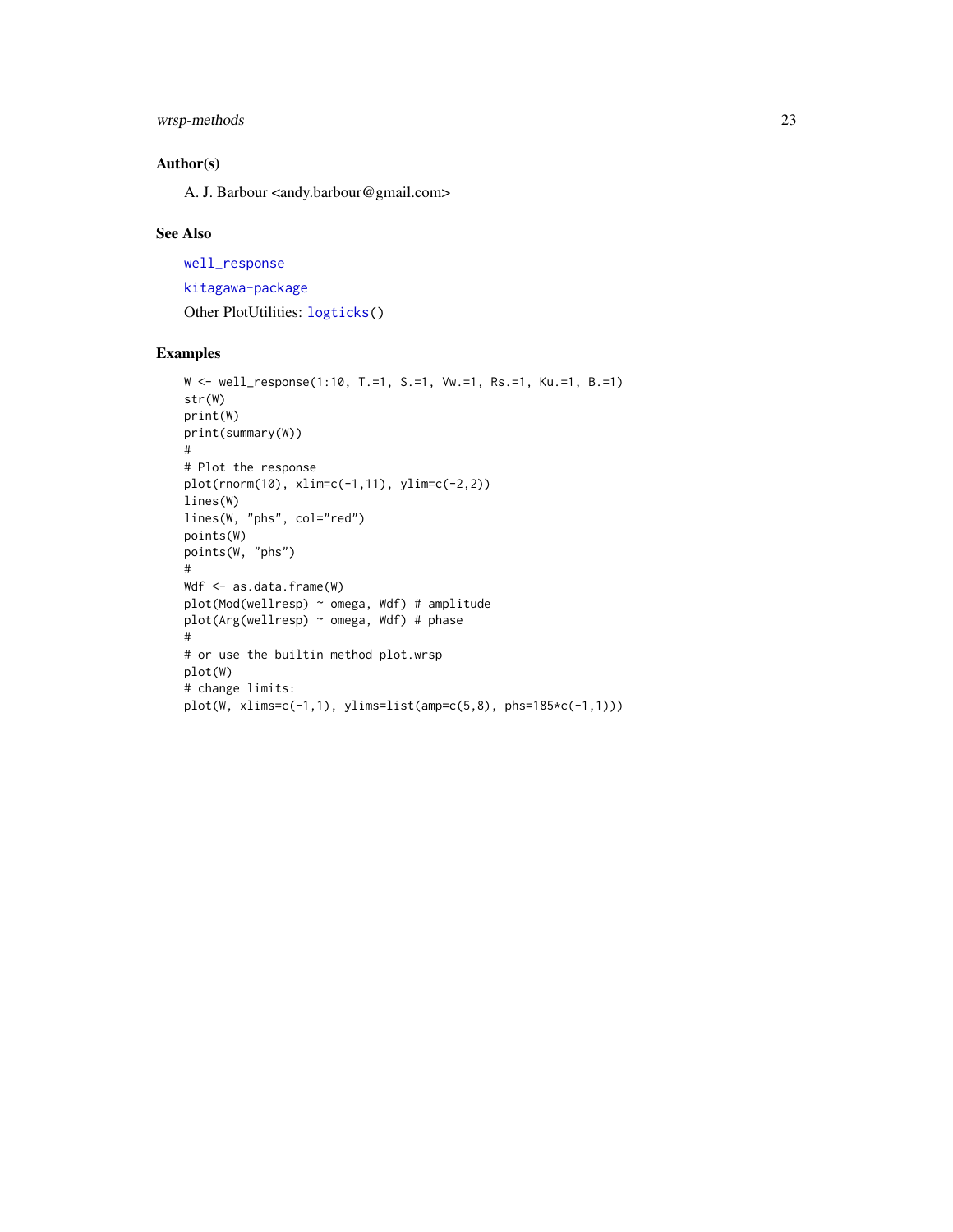## Author(s)

A. J. Barbour <andy.barbour@gmail.com>

## See Also

well_response

kitagawa-package

Other PlotUtilities: logticks()

## Examples

```
W <- well_response(1:10, T.=1, S.=1, Vw.=1, Rs.=1, Ku.=1, B.=1)
str(W)
print(W)
print(summary(W))
#
# Plot the response
plot(rnorm(10), xlim=c(-1,11), ylim=c(-2,2))
lines(W)
lines(W, "phs", col="red")
points(W)
points(W, "phs")
#
Wdf <- as.data.frame(W)
plot(Mod(wellresp) ~ omega, Wdf) # amplitude
plot(Arg(wellresp) ~ omega, Wdf) # phase
#
# or use the builtin method plot.wrsp
plot(W)
# change limits:
plot(W, xlims=c(-1,1), ylims=list(amp=c(5,8), phs=185*c(-1,1)))
```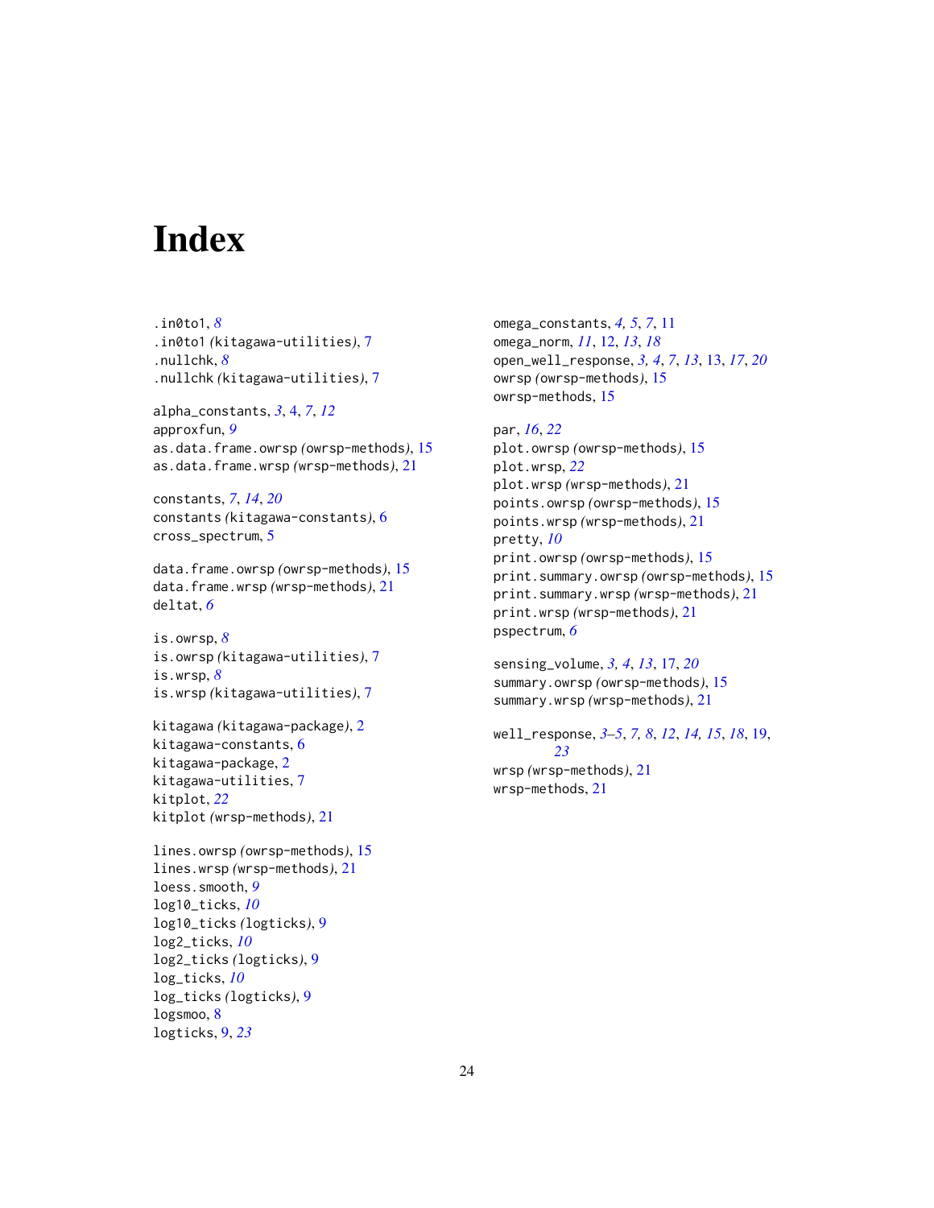# Index

.in0to1, *8*
.in0to1 *(kitagawa-utilities)*, 7
.nullchk, *8*
.nullchk *(kitagawa-utilities)*, 7

alpha_constants, *3*, 4, *7*, *12*
approxfun, *9*
as.data.frame.owrsp *(owrsp-methods)*, 15
as.data.frame.wrsp *(wrsp-methods)*, 21

constants, *7*, *14*, *20*
constants *(kitagawa-constants)*, 6
cross_spectrum, 5

data.frame.owrsp *(owrsp-methods)*, 15
data.frame.wrsp *(wrsp-methods)*, 21
deltat, *6*

is.owrsp, *8*
is.owrsp *(kitagawa-utilities)*, 7
is.wrsp, *8*
is.wrsp *(kitagawa-utilities)*, 7

kitagawa *(kitagawa-package)*, 2
kitagawa-constants, 6
kitagawa-package, 2
kitagawa-utilities, 7
kitplot, *22*
kitplot *(wrsp-methods)*, 21

lines.owrsp *(owrsp-methods)*, 15
lines.wrsp *(wrsp-methods)*, 21
loess.smooth, *9*
log10_ticks, *10*
log10_ticks *(logticks)*, 9
log2_ticks, *10*
log2_ticks *(logticks)*, 9
log_ticks, *10*
log_ticks *(logticks)*, 9
logsmoo, 8
logticks, 9, *23*

omega_constants, *4*, *5*, *7*, 11
omega_norm, *11*, 12, *13*, *18*
open_well_response, *3*, *4*, *7*, *13*, 13, *17*, *20*
owrsp *(owrsp-methods)*, 15
owrsp-methods, 15

par, *16*, *22*
plot.owrsp *(owrsp-methods)*, 15
plot.wrsp, *22*
plot.wrsp *(wrsp-methods)*, 21
points.owrsp *(owrsp-methods)*, 15
points.wrsp *(wrsp-methods)*, 21
pretty, *10*
print.owrsp *(owrsp-methods)*, 15
print.summary.owrsp *(owrsp-methods)*, 15
print.summary.wrsp *(wrsp-methods)*, 21
print.wrsp *(wrsp-methods)*, 21
pspectrum, *6*

sensing_volume, *3*, *4*, *13*, 17, *20*
summary.owrsp *(owrsp-methods)*, 15
summary.wrsp *(wrsp-methods)*, 21

well_response, *3–5*, *7*, *8*, *12*, *14*, *15*, *18*, 19, *23*
wrsp *(wrsp-methods)*, 21
wrsp-methods, 21